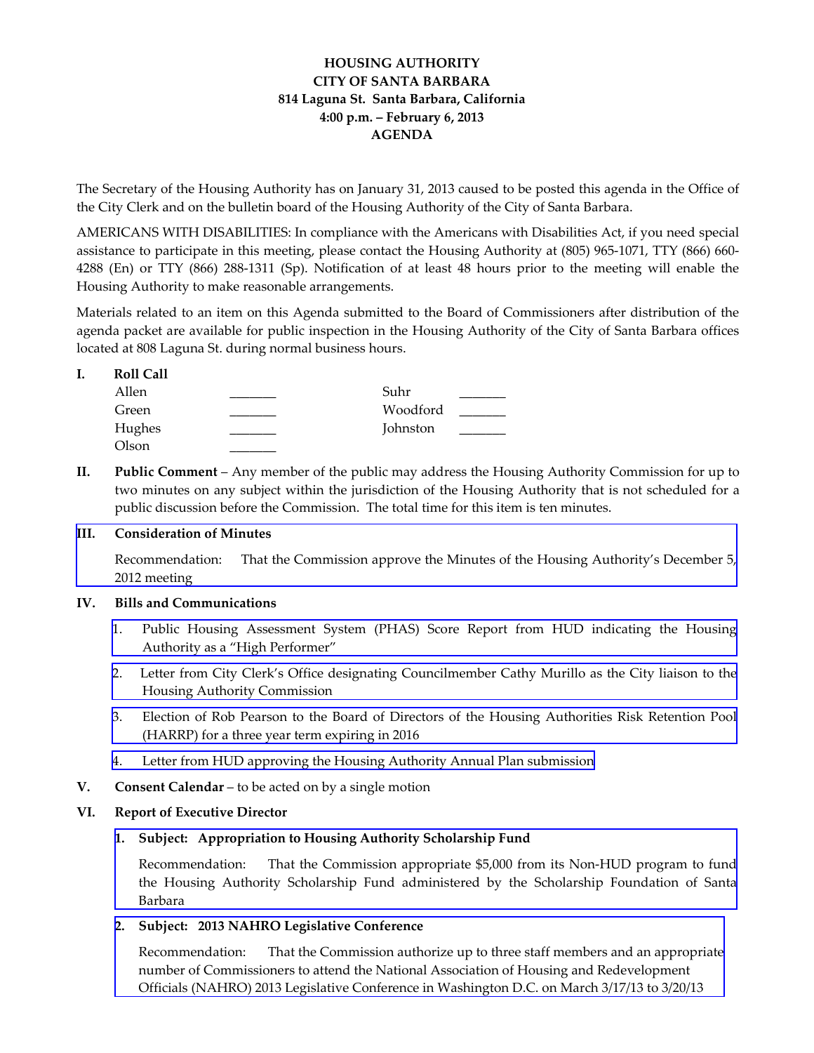**HOUSING AUTHORITY**
**CITY OF SANTA BARBARA**
**814 Laguna St. Santa Barbara, California**
**4:00 p.m. – February 6, 2013**
**AGENDA**

The Secretary of the Housing Authority has on January 31, 2013 caused to be posted this agenda in the Office of the City Clerk and on the bulletin board of the Housing Authority of the City of Santa Barbara.

AMERICANS WITH DISABILITIES: In compliance with the Americans with Disabilities Act, if you need special assistance to participate in this meeting, please contact the Housing Authority at (805) 965-1071, TTY (866) 660-4288 (En) or TTY (866) 288-1311 (Sp). Notification of at least 48 hours prior to the meeting will enable the Housing Authority to make reasonable arrangements.

Materials related to an item on this Agenda submitted to the Board of Commissioners after distribution of the agenda packet are available for public inspection in the Housing Authority of the City of Santa Barbara offices located at 808 Laguna St. during normal business hours.

**I. Roll Call**

| | | | |
|---|---|---|---|
| Allen | _______ | Suhr | _______ |
| Green | _______ | Woodford | _______ |
| Hughes | _______ | Johnston | _______ |
| Olson | _______ | | |

**II. Public Comment** – Any member of the public may address the Housing Authority Commission for up to two minutes on any subject within the jurisdiction of the Housing Authority that is not scheduled for a public discussion before the Commission. The total time for this item is ten minutes.

**III. Consideration of Minutes**

Recommendation: That the Commission approve the Minutes of the Housing Authority's December 5, 2012 meeting

**IV. Bills and Communications**

1. Public Housing Assessment System (PHAS) Score Report from HUD indicating the Housing Authority as a "High Performer"
2. Letter from City Clerk's Office designating Councilmember Cathy Murillo as the City liaison to the Housing Authority Commission
3. Election of Rob Pearson to the Board of Directors of the Housing Authorities Risk Retention Pool (HARRP) for a three year term expiring in 2016
4. Letter from HUD approving the Housing Authority Annual Plan submission

**V. Consent Calendar** – to be acted on by a single motion

**VI. Report of Executive Director**

**1. Subject: Appropriation to Housing Authority Scholarship Fund**

Recommendation: That the Commission appropriate $5,000 from its Non-HUD program to fund the Housing Authority Scholarship Fund administered by the Scholarship Foundation of Santa Barbara

**2. Subject: 2013 NAHRO Legislative Conference**

Recommendation: That the Commission authorize up to three staff members and an appropriate number of Commissioners to attend the National Association of Housing and Redevelopment Officials (NAHRO) 2013 Legislative Conference in Washington D.C. on March 3/17/13 to 3/20/13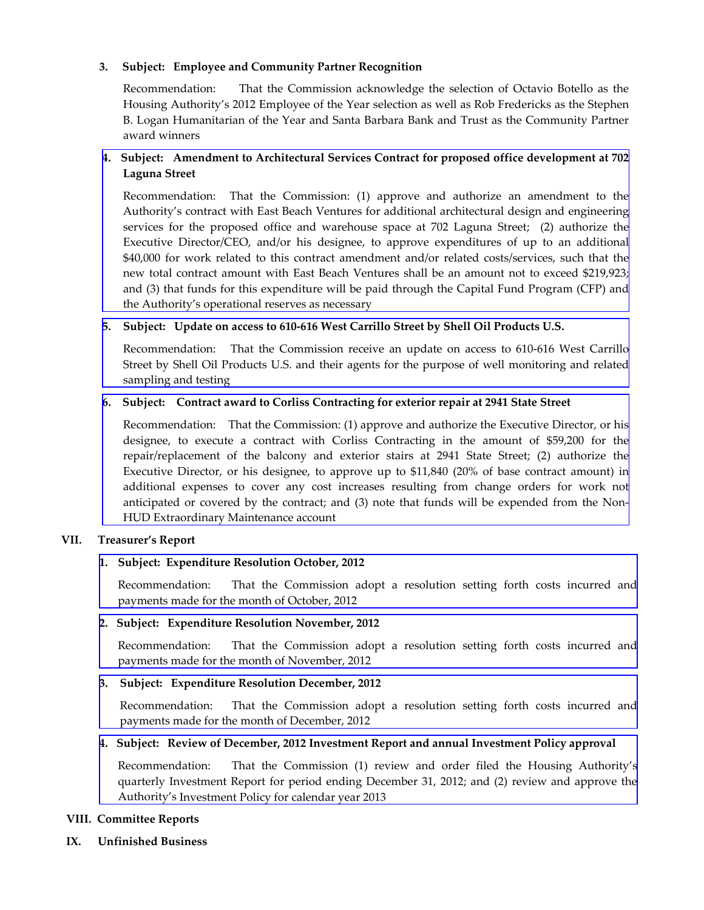3. **Subject: Employee and Community Partner Recognition**

   Recommendation: That the Commission acknowledge the selection of Octavio Botello as the Housing Authority's 2012 Employee of the Year selection as well as Rob Fredericks as the Stephen B. Logan Humanitarian of the Year and Santa Barbara Bank and Trust as the Community Partner award winners

4. **Subject: Amendment to Architectural Services Contract for proposed office development at 702 Laguna Street**

   Recommendation: That the Commission: (1) approve and authorize an amendment to the Authority's contract with East Beach Ventures for additional architectural design and engineering services for the proposed office and warehouse space at 702 Laguna Street; (2) authorize the Executive Director/CEO, and/or his designee, to approve expenditures of up to an additional $40,000 for work related to this contract amendment and/or related costs/services, such that the new total contract amount with East Beach Ventures shall be an amount not to exceed $219,923; and (3) that funds for this expenditure will be paid through the Capital Fund Program (CFP) and the Authority's operational reserves as necessary

5. **Subject: Update on access to 610-616 West Carrillo Street by Shell Oil Products U.S.**

   Recommendation: That the Commission receive an update on access to 610-616 West Carrillo Street by Shell Oil Products U.S. and their agents for the purpose of well monitoring and related sampling and testing

6. **Subject: Contract award to Corliss Contracting for exterior repair at 2941 State Street**

   Recommendation: That the Commission: (1) approve and authorize the Executive Director, or his designee, to execute a contract with Corliss Contracting in the amount of $59,200 for the repair/replacement of the balcony and exterior stairs at 2941 State Street; (2) authorize the Executive Director, or his designee, to approve up to $11,840 (20% of base contract amount) in additional expenses to cover any cost increases resulting from change orders for work not anticipated or covered by the contract; and (3) note that funds will be expended from the Non-HUD Extraordinary Maintenance account

## VII. Treasurer's Report

1. **Subject: Expenditure Resolution October, 2012**

   Recommendation: That the Commission adopt a resolution setting forth costs incurred and payments made for the month of October, 2012

2. **Subject: Expenditure Resolution November, 2012**

   Recommendation: That the Commission adopt a resolution setting forth costs incurred and payments made for the month of November, 2012

3. **Subject: Expenditure Resolution December, 2012**

   Recommendation: That the Commission adopt a resolution setting forth costs incurred and payments made for the month of December, 2012

4. **Subject: Review of December, 2012 Investment Report and annual Investment Policy approval**

   Recommendation: That the Commission (1) review and order filed the Housing Authority's quarterly Investment Report for period ending December 31, 2012; and (2) review and approve the Authority's Investment Policy for calendar year 2013

## VIII. Committee Reports

## IX. Unfinished Business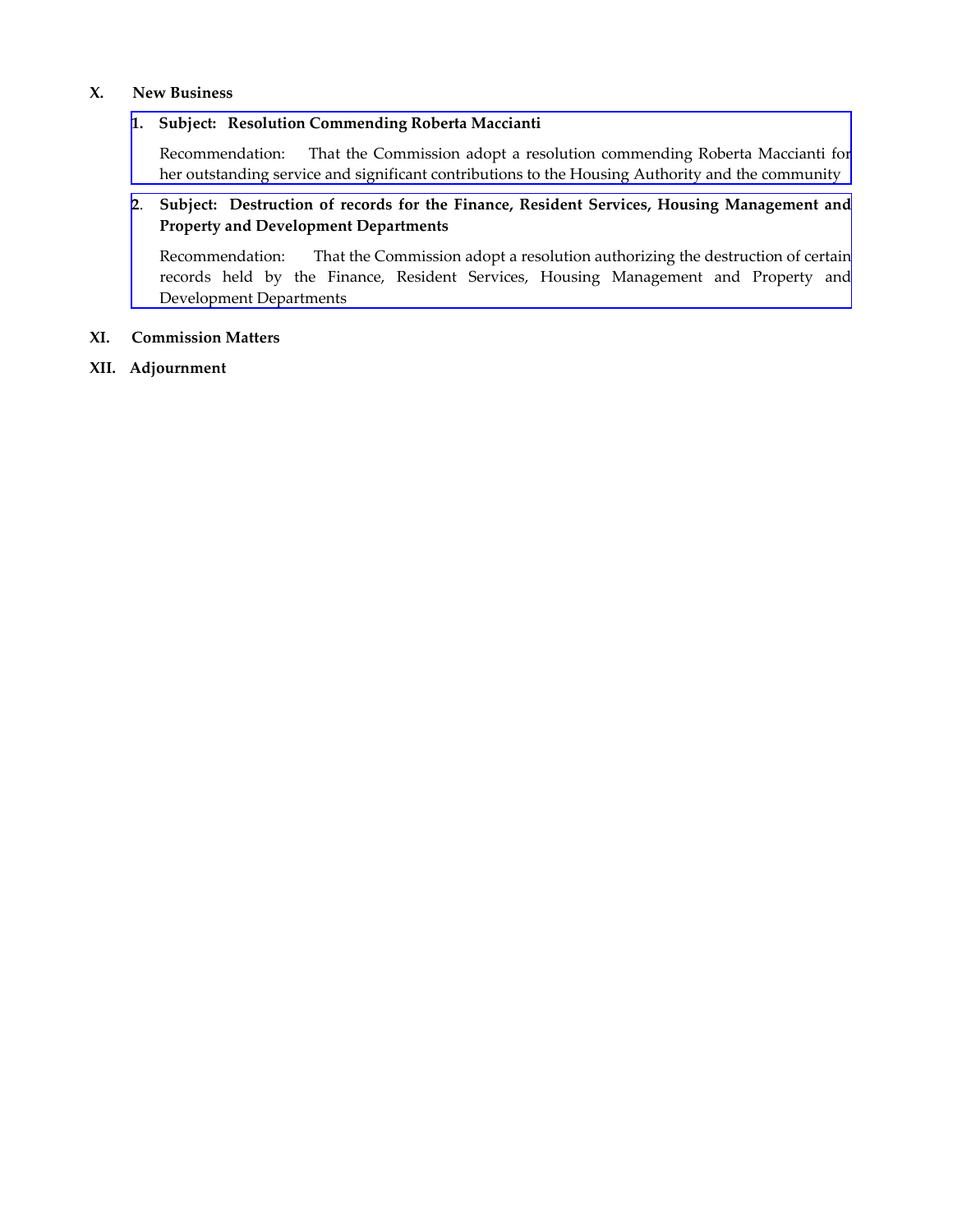**X. New Business**

1. **Subject: Resolution Commending Roberta Maccianti**

   Recommendation: That the Commission adopt a resolution commending Roberta Maccianti for her outstanding service and significant contributions to the Housing Authority and the community

2. **Subject: Destruction of records for the Finance, Resident Services, Housing Management and Property and Development Departments**

   Recommendation: That the Commission adopt a resolution authorizing the destruction of certain records held by the Finance, Resident Services, Housing Management and Property and Development Departments

**XI. Commission Matters**

**XII. Adjournment**